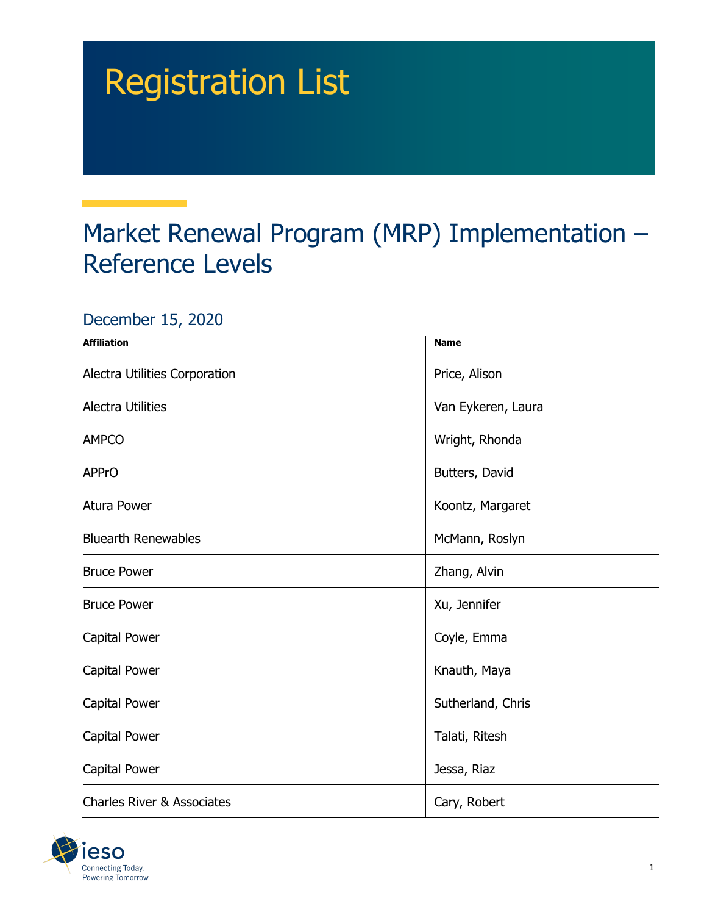# Registration List

## Market Renewal Program (MRP) Implementation – Reference Levels

### December 15, 2020

| Affiliation | Name |
| --- | --- |
| Alectra Utilities Corporation | Price, Alison |
| Alectra Utilities | Van Eykeren, Laura |
| AMPCO | Wright, Rhonda |
| APPrO | Butters, David |
| Atura Power | Koontz, Margaret |
| Bluearth Renewables | McMann, Roslyn |
| Bruce Power | Zhang, Alvin |
| Bruce Power | Xu, Jennifer |
| Capital Power | Coyle, Emma |
| Capital Power | Knauth, Maya |
| Capital Power | Sutherland, Chris |
| Capital Power | Talati, Ritesh |
| Capital Power | Jessa, Riaz |
| Charles River & Associates | Cary, Robert |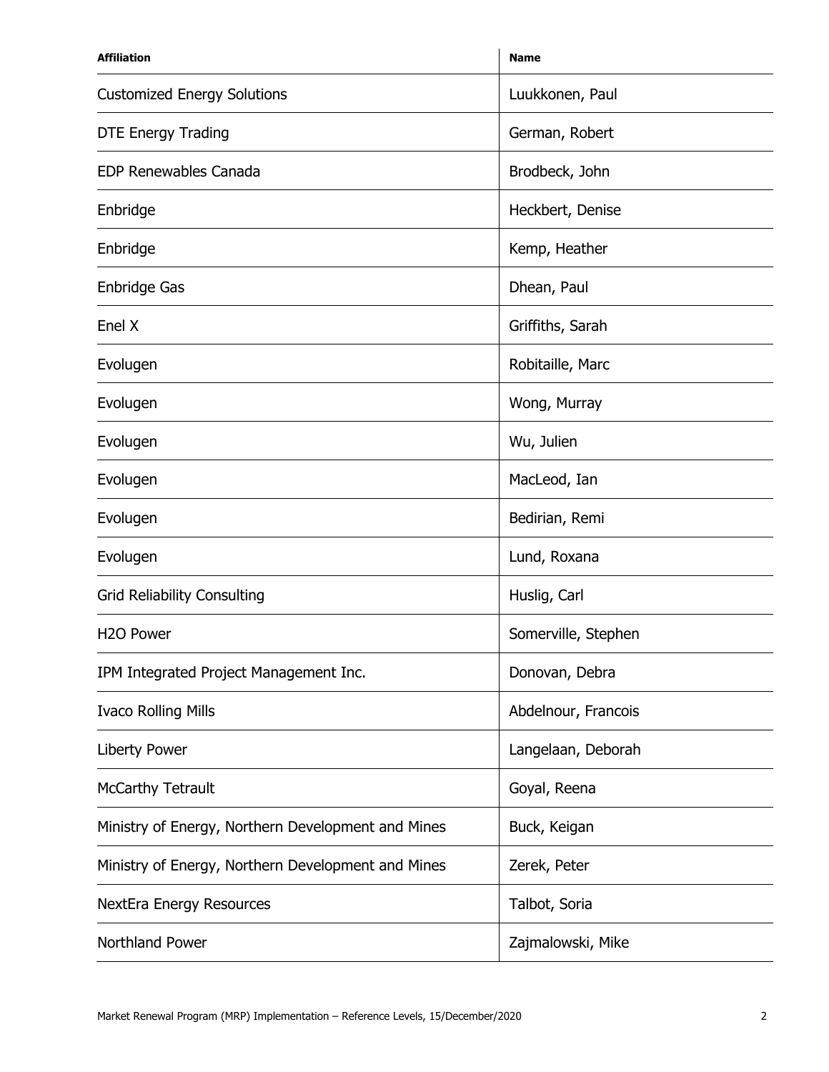| Affiliation | Name |
| --- | --- |
| Customized Energy Solutions | Luukkonen, Paul |
| DTE Energy Trading | German, Robert |
| EDP Renewables Canada | Brodbeck, John |
| Enbridge | Heckbert, Denise |
| Enbridge | Kemp, Heather |
| Enbridge Gas | Dhean, Paul |
| Enel X | Griffiths, Sarah |
| Evolugen | Robitaille, Marc |
| Evolugen | Wong, Murray |
| Evolugen | Wu, Julien |
| Evolugen | MacLeod, Ian |
| Evolugen | Bedirian, Remi |
| Evolugen | Lund, Roxana |
| Grid Reliability Consulting | Huslig, Carl |
| H2O Power | Somerville, Stephen |
| IPM Integrated Project Management Inc. | Donovan, Debra |
| Ivaco Rolling Mills | Abdelnour, Francois |
| Liberty Power | Langelaan, Deborah |
| McCarthy Tetrault | Goyal, Reena |
| Ministry of Energy, Northern Development and Mines | Buck, Keigan |
| Ministry of Energy, Northern Development and Mines | Zerek, Peter |
| NextEra Energy Resources | Talbot, Soria |
| Northland Power | Zajmalowski, Mike |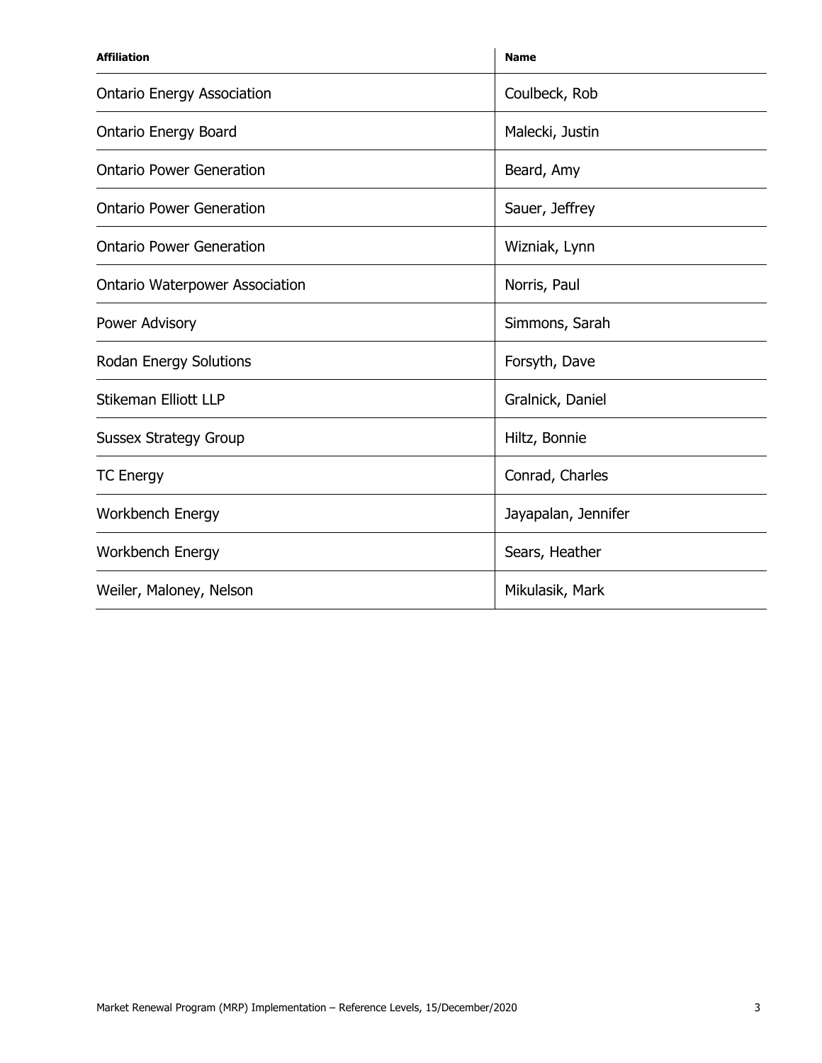| Affiliation | Name |
|---|---|
| Ontario Energy Association | Coulbeck, Rob |
| Ontario Energy Board | Malecki, Justin |
| Ontario Power Generation | Beard, Amy |
| Ontario Power Generation | Sauer, Jeffrey |
| Ontario Power Generation | Wizniak, Lynn |
| Ontario Waterpower Association | Norris, Paul |
| Power Advisory | Simmons, Sarah |
| Rodan Energy Solutions | Forsyth, Dave |
| Stikeman Elliott LLP | Gralnick, Daniel |
| Sussex Strategy Group | Hiltz, Bonnie |
| TC Energy | Conrad, Charles |
| Workbench Energy | Jayapalan, Jennifer |
| Workbench Energy | Sears, Heather |
| Weiler, Maloney, Nelson | Mikulasik, Mark |